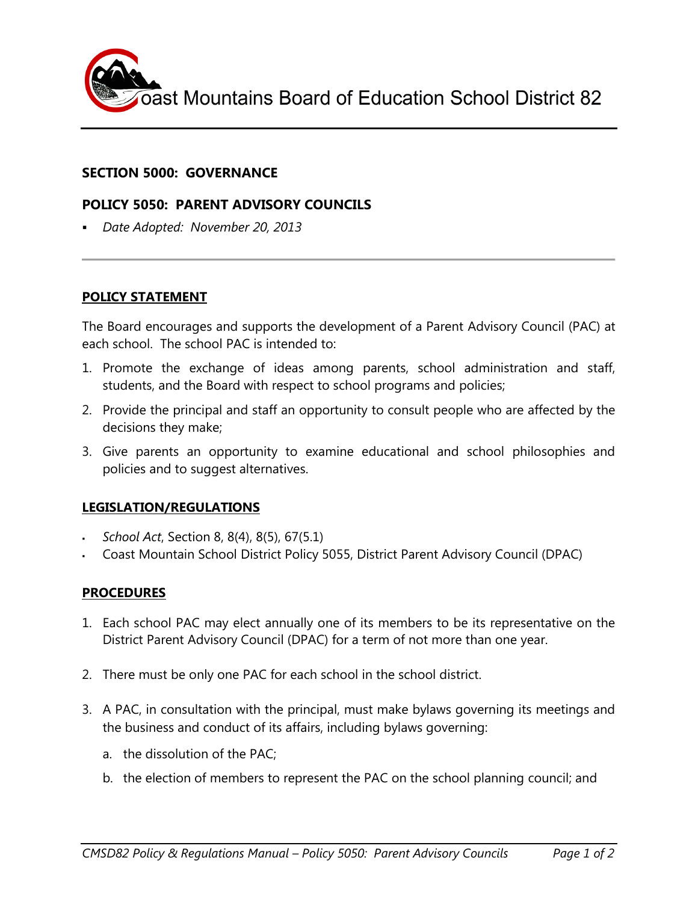Coast Mountains Board of Education School District 82

## SECTION 5000: GOVERNANCE

## POLICY 5050: PARENT ADVISORY COUNCILS

- *Date Adopted: November 20, 2013*

---

### POLICY STATEMENT

The Board encourages and supports the development of a Parent Advisory Council (PAC) at each school. The school PAC is intended to:

1. Promote the exchange of ideas among parents, school administration and staff, students, and the Board with respect to school programs and policies;
2. Provide the principal and staff an opportunity to consult people who are affected by the decisions they make;
3. Give parents an opportunity to examine educational and school philosophies and policies and to suggest alternatives.

### LEGISLATION/REGULATIONS

- *School Act*, Section 8, 8(4), 8(5), 67(5.1)
- Coast Mountain School District Policy 5055, District Parent Advisory Council (DPAC)

### PROCEDURES

1. Each school PAC may elect annually one of its members to be its representative on the District Parent Advisory Council (DPAC) for a term of not more than one year.

2. There must be only one PAC for each school in the school district.

3. A PAC, in consultation with the principal, must make bylaws governing its meetings and the business and conduct of its affairs, including bylaws governing:

   a. the dissolution of the PAC;

   b. the election of members to represent the PAC on the school planning council; and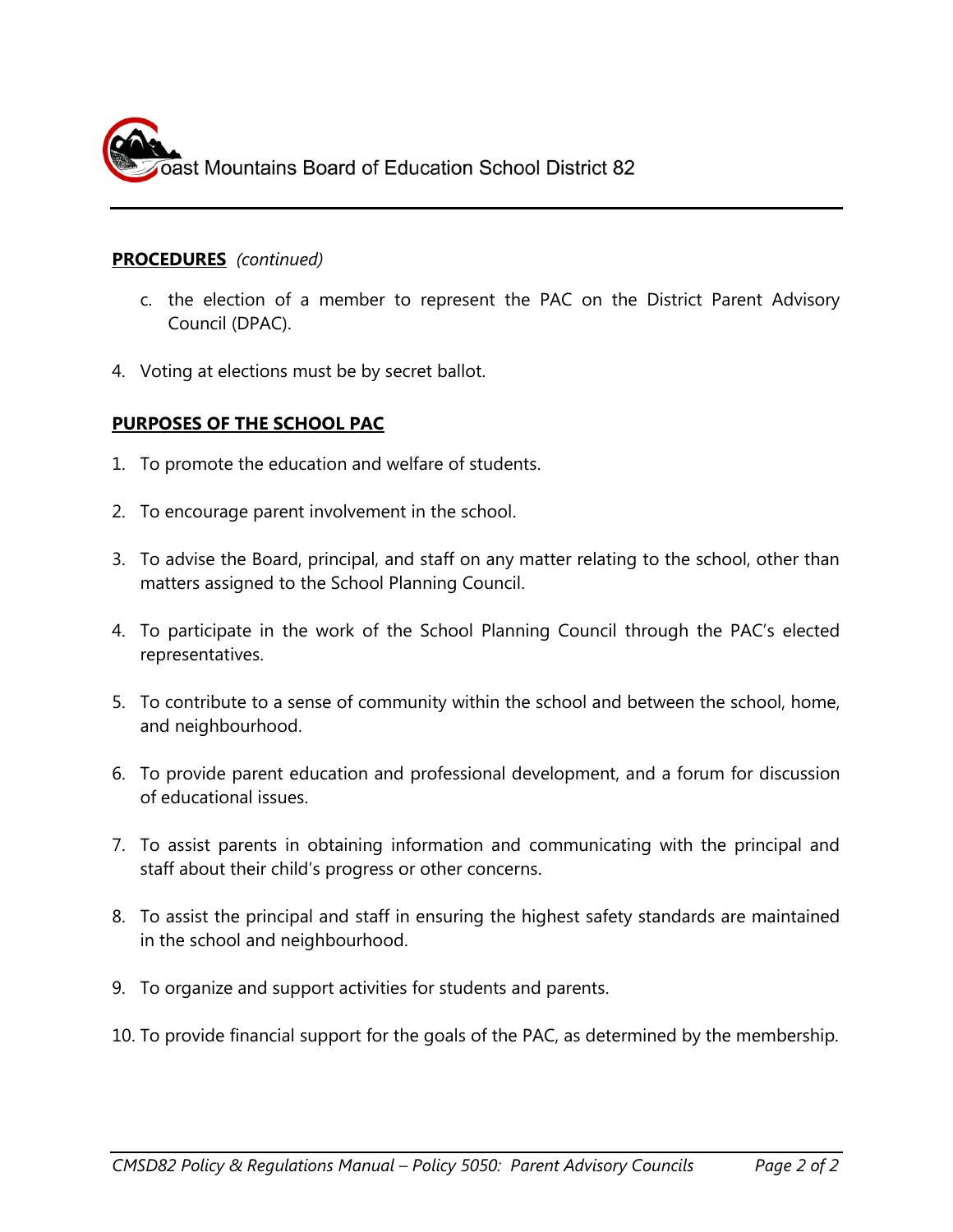**PROCEDURES** *(continued)*

c. the election of a member to represent the PAC on the District Parent Advisory Council (DPAC).

4. Voting at elections must be by secret ballot.

**PURPOSES OF THE SCHOOL PAC**

1. To promote the education and welfare of students.
2. To encourage parent involvement in the school.
3. To advise the Board, principal, and staff on any matter relating to the school, other than matters assigned to the School Planning Council.
4. To participate in the work of the School Planning Council through the PAC's elected representatives.
5. To contribute to a sense of community within the school and between the school, home, and neighbourhood.
6. To provide parent education and professional development, and a forum for discussion of educational issues.
7. To assist parents in obtaining information and communicating with the principal and staff about their child's progress or other concerns.
8. To assist the principal and staff in ensuring the highest safety standards are maintained in the school and neighbourhood.
9. To organize and support activities for students and parents.
10. To provide financial support for the goals of the PAC, as determined by the membership.